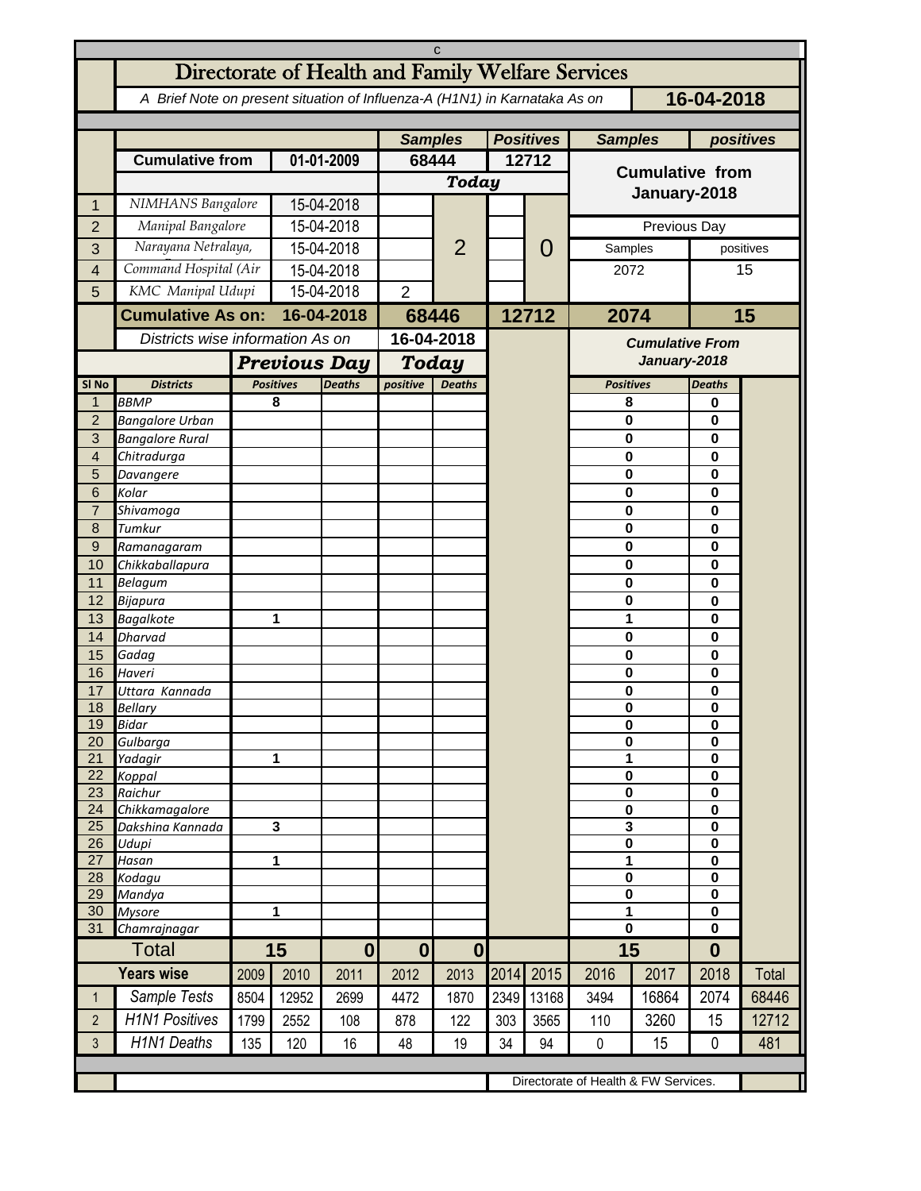# Directorate of Health and Family Welfare Services

*A Brief Note on present situation of Influenza-A (H1N1) in Karnataka As on* **16-04-2018**

| | | | Samples | | Positives | | Samples | positives |
|---|---|---|---|---|---|---|---|---|
| | **Cumulative from** | **01-01-2009** | **68444** | | **12712** | | **Cumulative from January-2018** | |
| | | | **Today** | | | | | |
| 1 | NIMHANS Bangalore | 15-04-2018 | | 2 | | 0 | | |
| 2 | Manipal Bangalore | 15-04-2018 | | | | | Previous Day | |
| 3 | Narayana Netralaya, | 15-04-2018 | | | | | Samples | positives |
| 4 | Command Hospital (Air | 15-04-2018 | | | | | 2072 | 15 |
| 5 | KMC Manipal Udupi | 15-04-2018 | 2 | | | | | |
| | **Cumulative As on:** | **16-04-2018** | **68446** | | **12712** | | **2074** | **15** |

| | Districts wise information As on | | | 16-04-2018 | | | Cumulative From January-2018 | |
|---|---|---|---|---|---|---|---|---|
| | | Previous Day | | Today | | | | |
| Sl No | Districts | Positives | Deaths | positive | Deaths | | Positives | Deaths |
| 1 | BBMP | 8 | | | | | 8 | 0 |
| 2 | Bangalore Urban | | | | | | 0 | 0 |
| 3 | Bangalore Rural | | | | | | 0 | 0 |
| 4 | Chitradurga | | | | | | 0 | 0 |
| 5 | Davangere | | | | | | 0 | 0 |
| 6 | Kolar | | | | | | 0 | 0 |
| 7 | Shivamoga | | | | | | 0 | 0 |
| 8 | Tumkur | | | | | | 0 | 0 |
| 9 | Ramanagaram | | | | | | 0 | 0 |
| 10 | Chikkaballapura | | | | | | 0 | 0 |
| 11 | Belagum | | | | | | 0 | 0 |
| 12 | Bijapura | | | | | | 0 | 0 |
| 13 | Bagalkote | 1 | | | | | 1 | 0 |
| 14 | Dharvad | | | | | | 0 | 0 |
| 15 | Gadag | | | | | | 0 | 0 |
| 16 | Haveri | | | | | | 0 | 0 |
| 17 | Uttara Kannada | | | | | | 0 | 0 |
| 18 | Bellary | | | | | | 0 | 0 |
| 19 | Bidar | | | | | | 0 | 0 |
| 20 | Gulbarga | | | | | | 0 | 0 |
| 21 | Yadagir | 1 | | | | | 1 | 0 |
| 22 | Koppal | | | | | | 0 | 0 |
| 23 | Raichur | | | | | | 0 | 0 |
| 24 | Chikkamagalore | | | | | | 0 | 0 |
| 25 | Dakshina Kannada | 3 | | | | | 3 | 0 |
| 26 | Udupi | | | | | | 0 | 0 |
| 27 | Hasan | 1 | | | | | 1 | 0 |
| 28 | Kodagu | | | | | | 0 | 0 |
| 29 | Mandya | | | | | | 0 | 0 |
| 30 | Mysore | 1 | | | | | 1 | 0 |
| 31 | Chamrajnagar | | | | | | 0 | 0 |
| | **Total** | **15** | **0** | **0** | **0** | | **15** | **0** |

| | Years wise | 2009 | 2010 | 2011 | 2012 | 2013 | 2014 | 2015 | 2016 | 2017 | 2018 | Total |
|---|---|---|---|---|---|---|---|---|---|---|---|---|
| 1 | Sample Tests | 8504 | 12952 | 2699 | 4472 | 1870 | 2349 | 13168 | 3494 | 16864 | 2074 | 68446 |
| 2 | H1N1 Positives | 1799 | 2552 | 108 | 878 | 122 | 303 | 3565 | 110 | 3260 | 15 | 12712 |
| 3 | H1N1 Deaths | 135 | 120 | 16 | 48 | 19 | 34 | 94 | 0 | 15 | 0 | 481 |

Directorate of Health & FW Services.